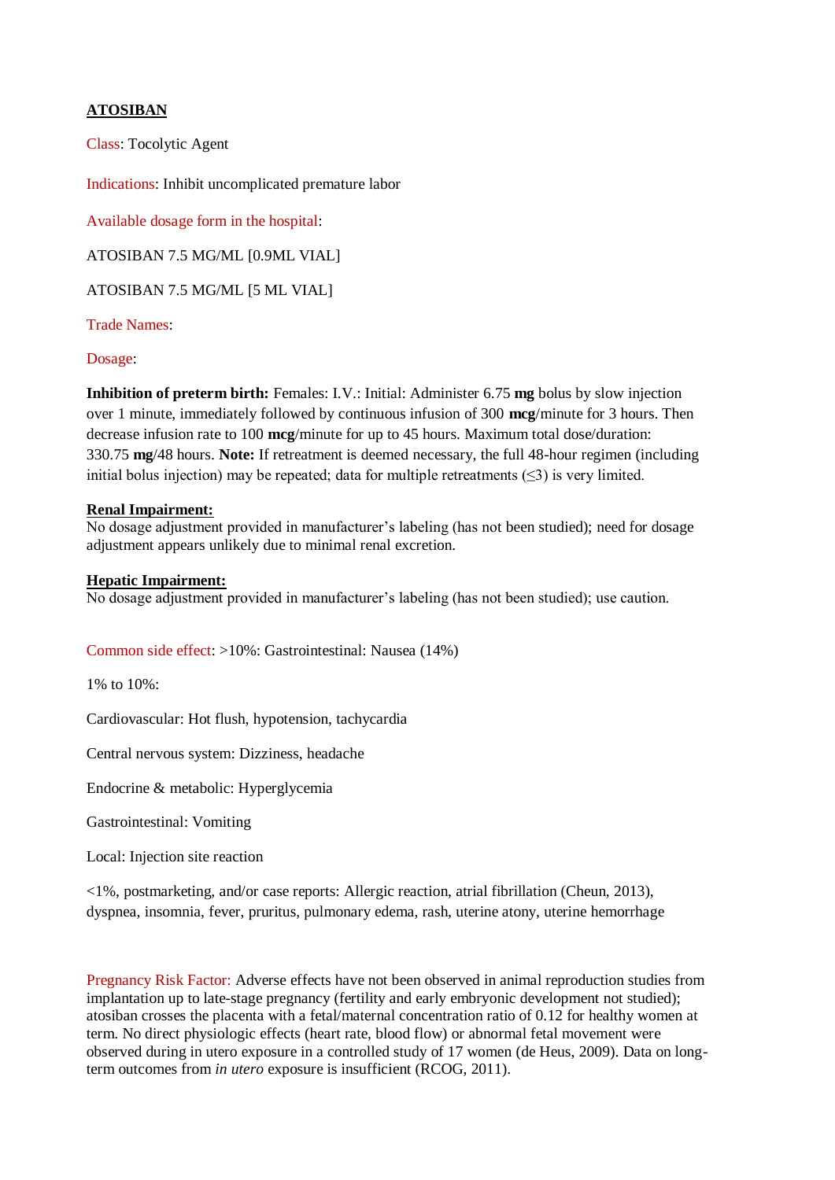# ATOSIBAN

Class: Tocolytic Agent

Indications: Inhibit uncomplicated premature labor

Available dosage form in the hospital:

ATOSIBAN 7.5 MG/ML [0.9ML VIAL]

ATOSIBAN 7.5 MG/ML [5 ML VIAL]

Trade Names:

Dosage:

**Inhibition of preterm birth:** Females: I.V.: Initial: Administer 6.75 **mg** bolus by slow injection over 1 minute, immediately followed by continuous infusion of 300 **mcg**/minute for 3 hours. Then decrease infusion rate to 100 **mcg**/minute for up to 45 hours. Maximum total dose/duration: 330.75 **mg**/48 hours. **Note:** If retreatment is deemed necessary, the full 48-hour regimen (including initial bolus injection) may be repeated; data for multiple retreatments (≤3) is very limited.

**Renal Impairment:**
No dosage adjustment provided in manufacturer's labeling (has not been studied); need for dosage adjustment appears unlikely due to minimal renal excretion.

**Hepatic Impairment:**
No dosage adjustment provided in manufacturer's labeling (has not been studied); use caution.

Common side effect: >10%: Gastrointestinal: Nausea (14%)

1% to 10%:

Cardiovascular: Hot flush, hypotension, tachycardia

Central nervous system: Dizziness, headache

Endocrine & metabolic: Hyperglycemia

Gastrointestinal: Vomiting

Local: Injection site reaction

<1%, postmarketing, and/or case reports: Allergic reaction, atrial fibrillation (Cheun, 2013), dyspnea, insomnia, fever, pruritus, pulmonary edema, rash, uterine atony, uterine hemorrhage

Pregnancy Risk Factor: Adverse effects have not been observed in animal reproduction studies from implantation up to late-stage pregnancy (fertility and early embryonic development not studied); atosiban crosses the placenta with a fetal/maternal concentration ratio of 0.12 for healthy women at term. No direct physiologic effects (heart rate, blood flow) or abnormal fetal movement were observed during in utero exposure in a controlled study of 17 women (de Heus, 2009). Data on long-term outcomes from *in utero* exposure is insufficient (RCOG, 2011).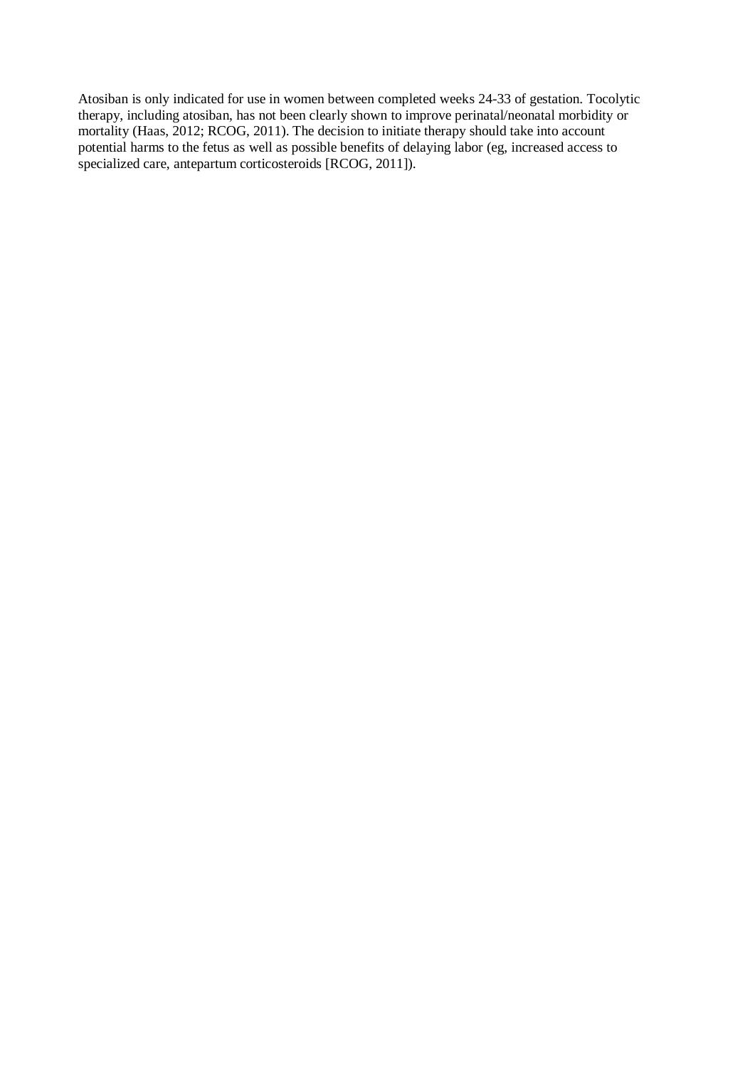Atosiban is only indicated for use in women between completed weeks 24-33 of gestation. Tocolytic therapy, including atosiban, has not been clearly shown to improve perinatal/neonatal morbidity or mortality (Haas, 2012; RCOG, 2011). The decision to initiate therapy should take into account potential harms to the fetus as well as possible benefits of delaying labor (eg, increased access to specialized care, antepartum corticosteroids [RCOG, 2011]).